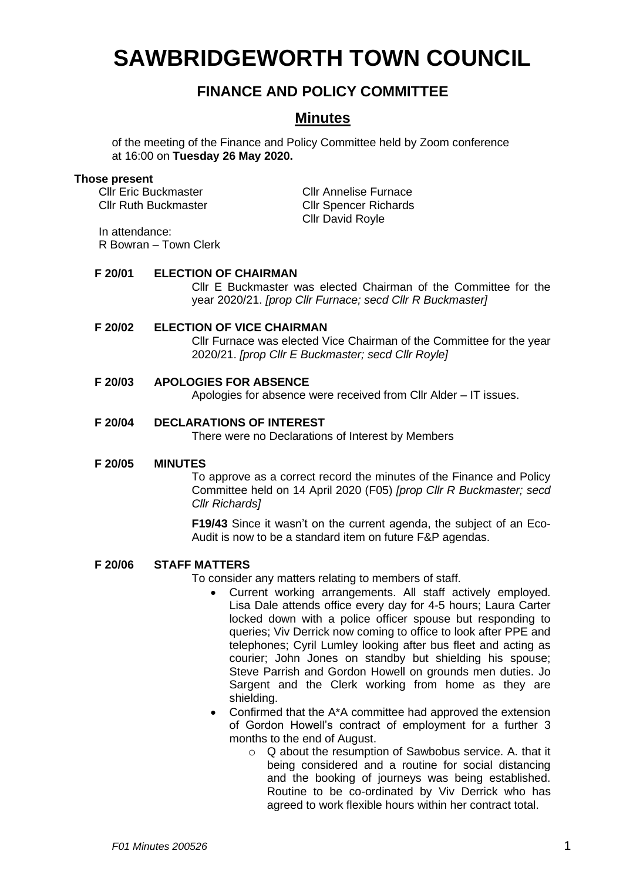# SAWBRIDGEWORTH TOWN COUNCIL

## FINANCE AND POLICY COMMITTEE

### Minutes

of the meeting of the Finance and Policy Committee held by Zoom conference at 16:00 on **Tuesday 26 May 2020.**

**Those present**

Cllr Eric Buckmaster
Cllr Ruth Buckmaster
Cllr Annelise Furnace
Cllr Spencer Richards
Cllr David Royle

In attendance:
R Bowran – Town Clerk

**F 20/01 ELECTION OF CHAIRMAN**

Cllr E Buckmaster was elected Chairman of the Committee for the year 2020/21. *[prop Cllr Furnace; secd Cllr R Buckmaster]*

**F 20/02 ELECTION OF VICE CHAIRMAN**

Cllr Furnace was elected Vice Chairman of the Committee for the year 2020/21. *[prop Cllr E Buckmaster; secd Cllr Royle]*

**F 20/03 APOLOGIES FOR ABSENCE**

Apologies for absence were received from Cllr Alder – IT issues.

**F 20/04 DECLARATIONS OF INTEREST**

There were no Declarations of Interest by Members

**F 20/05 MINUTES**

To approve as a correct record the minutes of the Finance and Policy Committee held on 14 April 2020 (F05) *[prop Cllr R Buckmaster; secd Cllr Richards]*

**F19/43** Since it wasn't on the current agenda, the subject of an Eco-Audit is now to be a standard item on future F&P agendas.

**F 20/06 STAFF MATTERS**

To consider any matters relating to members of staff.

- Current working arrangements. All staff actively employed. Lisa Dale attends office every day for 4-5 hours; Laura Carter locked down with a police officer spouse but responding to queries; Viv Derrick now coming to office to look after PPE and telephones; Cyril Lumley looking after bus fleet and acting as courier; John Jones on standby but shielding his spouse; Steve Parrish and Gordon Howell on grounds men duties. Jo Sargent and the Clerk working from home as they are shielding.
- Confirmed that the A*A committee had approved the extension of Gordon Howell's contract of employment for a further 3 months to the end of August.
  - Q about the resumption of Sawbobus service. A. that it being considered and a routine for social distancing and the booking of journeys was being established. Routine to be co-ordinated by Viv Derrick who has agreed to work flexible hours within her contract total.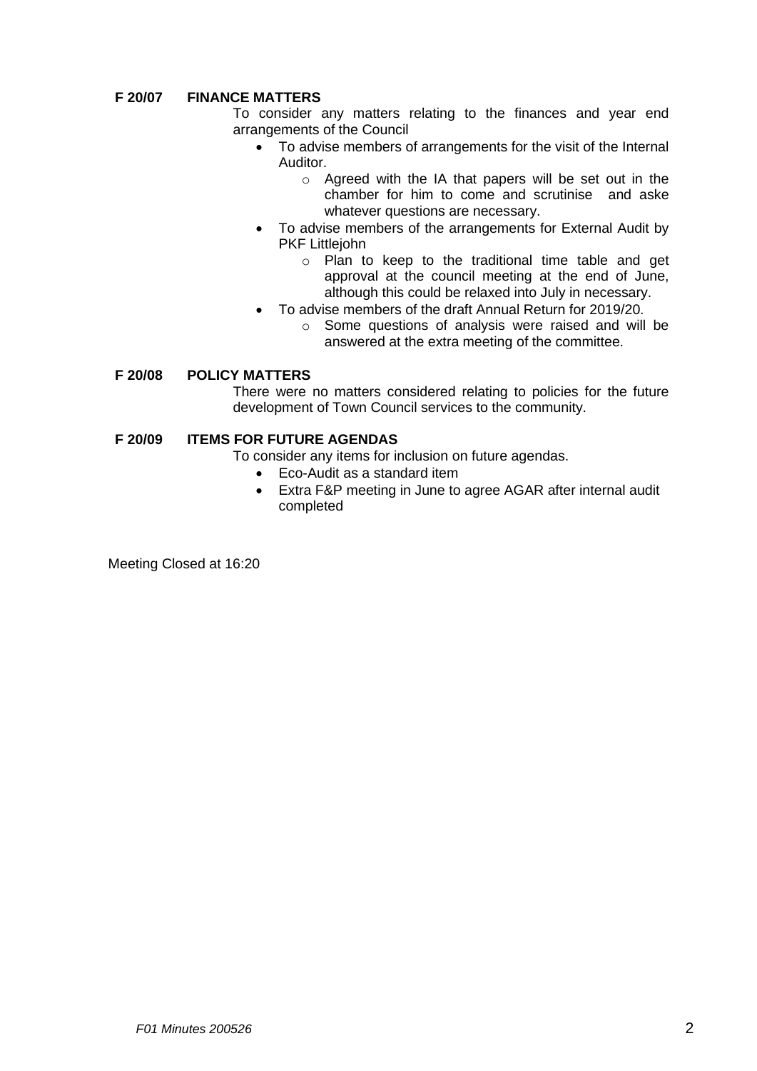**F 20/07 FINANCE MATTERS**

To consider any matters relating to the finances and year end arrangements of the Council

- To advise members of arrangements for the visit of the Internal Auditor.
    - Agreed with the IA that papers will be set out in the chamber for him to come and scrutinise and aske whatever questions are necessary.
- To advise members of the arrangements for External Audit by PKF Littlejohn
    - Plan to keep to the traditional time table and get approval at the council meeting at the end of June, although this could be relaxed into July in necessary.
- To advise members of the draft Annual Return for 2019/20.
    - Some questions of analysis were raised and will be answered at the extra meeting of the committee.

**F 20/08 POLICY MATTERS**

There were no matters considered relating to policies for the future development of Town Council services to the community.

**F 20/09 ITEMS FOR FUTURE AGENDAS**

To consider any items for inclusion on future agendas.

- Eco-Audit as a standard item
- Extra F&P meeting in June to agree AGAR after internal audit completed

Meeting Closed at 16:20